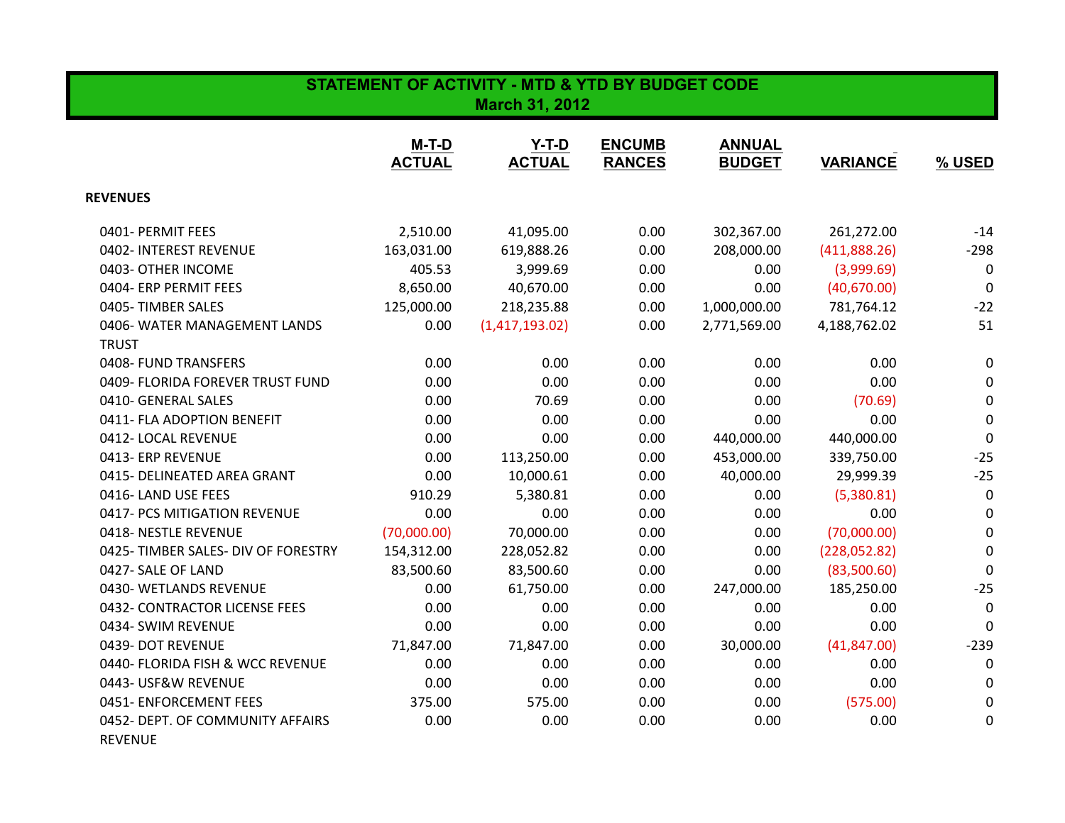# STATEMENT OF ACTIVITY - MTD & YTD BY BUDGET CODE

## March 31, 2012

| | M-T-D ACTUAL | Y-T-D ACTUAL | ENCUMB RANCES | ANNUAL BUDGET | VARIANCE | % USED |
|---|---|---|---|---|---|---|
| **REVENUES** | | | | | | |
| 0401- PERMIT FEES | 2,510.00 | 41,095.00 | 0.00 | 302,367.00 | 261,272.00 | -14 |
| 0402- INTEREST REVENUE | 163,031.00 | 619,888.26 | 0.00 | 208,000.00 | (411,888.26) | -298 |
| 0403- OTHER INCOME | 405.53 | 3,999.69 | 0.00 | 0.00 | (3,999.69) | 0 |
| 0404- ERP PERMIT FEES | 8,650.00 | 40,670.00 | 0.00 | 0.00 | (40,670.00) | 0 |
| 0405- TIMBER SALES | 125,000.00 | 218,235.88 | 0.00 | 1,000,000.00 | 781,764.12 | -22 |
| 0406- WATER MANAGEMENT LANDS TRUST | 0.00 | (1,417,193.02) | 0.00 | 2,771,569.00 | 4,188,762.02 | 51 |
| 0408- FUND TRANSFERS | 0.00 | 0.00 | 0.00 | 0.00 | 0.00 | 0 |
| 0409- FLORIDA FOREVER TRUST FUND | 0.00 | 0.00 | 0.00 | 0.00 | 0.00 | 0 |
| 0410- GENERAL SALES | 0.00 | 70.69 | 0.00 | 0.00 | (70.69) | 0 |
| 0411- FLA ADOPTION BENEFIT | 0.00 | 0.00 | 0.00 | 0.00 | 0.00 | 0 |
| 0412- LOCAL REVENUE | 0.00 | 0.00 | 0.00 | 440,000.00 | 440,000.00 | 0 |
| 0413- ERP REVENUE | 0.00 | 113,250.00 | 0.00 | 453,000.00 | 339,750.00 | -25 |
| 0415- DELINEATED AREA GRANT | 0.00 | 10,000.61 | 0.00 | 40,000.00 | 29,999.39 | -25 |
| 0416- LAND USE FEES | 910.29 | 5,380.81 | 0.00 | 0.00 | (5,380.81) | 0 |
| 0417- PCS MITIGATION REVENUE | 0.00 | 0.00 | 0.00 | 0.00 | 0.00 | 0 |
| 0418- NESTLE REVENUE | (70,000.00) | 70,000.00 | 0.00 | 0.00 | (70,000.00) | 0 |
| 0425- TIMBER SALES- DIV OF FORESTRY | 154,312.00 | 228,052.82 | 0.00 | 0.00 | (228,052.82) | 0 |
| 0427- SALE OF LAND | 83,500.60 | 83,500.60 | 0.00 | 0.00 | (83,500.60) | 0 |
| 0430- WETLANDS REVENUE | 0.00 | 61,750.00 | 0.00 | 247,000.00 | 185,250.00 | -25 |
| 0432- CONTRACTOR LICENSE FEES | 0.00 | 0.00 | 0.00 | 0.00 | 0.00 | 0 |
| 0434- SWIM REVENUE | 0.00 | 0.00 | 0.00 | 0.00 | 0.00 | 0 |
| 0439- DOT REVENUE | 71,847.00 | 71,847.00 | 0.00 | 30,000.00 | (41,847.00) | -239 |
| 0440- FLORIDA FISH & WCC REVENUE | 0.00 | 0.00 | 0.00 | 0.00 | 0.00 | 0 |
| 0443- USF&W REVENUE | 0.00 | 0.00 | 0.00 | 0.00 | 0.00 | 0 |
| 0451- ENFORCEMENT FEES | 375.00 | 575.00 | 0.00 | 0.00 | (575.00) | 0 |
| 0452- DEPT. OF COMMUNITY AFFAIRS REVENUE | 0.00 | 0.00 | 0.00 | 0.00 | 0.00 | 0 |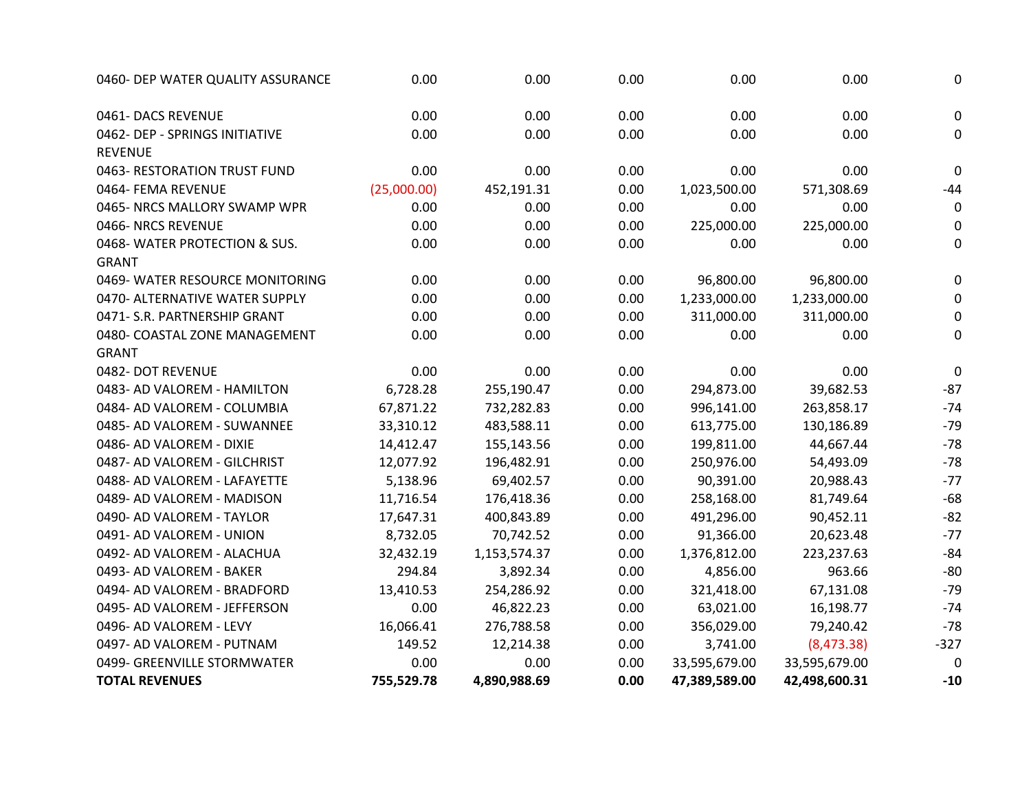| | | | | | | |
|---|---|---|---|---|---|---|
| 0460- DEP WATER QUALITY ASSURANCE | 0.00 | 0.00 | 0.00 | 0.00 | 0.00 | 0 |
| 0461- DACS REVENUE | 0.00 | 0.00 | 0.00 | 0.00 | 0.00 | 0 |
| 0462- DEP - SPRINGS INITIATIVE REVENUE | 0.00 | 0.00 | 0.00 | 0.00 | 0.00 | 0 |
| 0463- RESTORATION TRUST FUND | 0.00 | 0.00 | 0.00 | 0.00 | 0.00 | 0 |
| 0464- FEMA REVENUE | (25,000.00) | 452,191.31 | 0.00 | 1,023,500.00 | 571,308.69 | -44 |
| 0465- NRCS MALLORY SWAMP WPR | 0.00 | 0.00 | 0.00 | 0.00 | 0.00 | 0 |
| 0466- NRCS REVENUE | 0.00 | 0.00 | 0.00 | 225,000.00 | 225,000.00 | 0 |
| 0468- WATER PROTECTION & SUS. GRANT | 0.00 | 0.00 | 0.00 | 0.00 | 0.00 | 0 |
| 0469- WATER RESOURCE MONITORING | 0.00 | 0.00 | 0.00 | 96,800.00 | 96,800.00 | 0 |
| 0470- ALTERNATIVE WATER SUPPLY | 0.00 | 0.00 | 0.00 | 1,233,000.00 | 1,233,000.00 | 0 |
| 0471- S.R. PARTNERSHIP GRANT | 0.00 | 0.00 | 0.00 | 311,000.00 | 311,000.00 | 0 |
| 0480- COASTAL ZONE MANAGEMENT GRANT | 0.00 | 0.00 | 0.00 | 0.00 | 0.00 | 0 |
| 0482- DOT REVENUE | 0.00 | 0.00 | 0.00 | 0.00 | 0.00 | 0 |
| 0483- AD VALOREM - HAMILTON | 6,728.28 | 255,190.47 | 0.00 | 294,873.00 | 39,682.53 | -87 |
| 0484- AD VALOREM - COLUMBIA | 67,871.22 | 732,282.83 | 0.00 | 996,141.00 | 263,858.17 | -74 |
| 0485- AD VALOREM - SUWANNEE | 33,310.12 | 483,588.11 | 0.00 | 613,775.00 | 130,186.89 | -79 |
| 0486- AD VALOREM - DIXIE | 14,412.47 | 155,143.56 | 0.00 | 199,811.00 | 44,667.44 | -78 |
| 0487- AD VALOREM - GILCHRIST | 12,077.92 | 196,482.91 | 0.00 | 250,976.00 | 54,493.09 | -78 |
| 0488- AD VALOREM - LAFAYETTE | 5,138.96 | 69,402.57 | 0.00 | 90,391.00 | 20,988.43 | -77 |
| 0489- AD VALOREM - MADISON | 11,716.54 | 176,418.36 | 0.00 | 258,168.00 | 81,749.64 | -68 |
| 0490- AD VALOREM - TAYLOR | 17,647.31 | 400,843.89 | 0.00 | 491,296.00 | 90,452.11 | -82 |
| 0491- AD VALOREM - UNION | 8,732.05 | 70,742.52 | 0.00 | 91,366.00 | 20,623.48 | -77 |
| 0492- AD VALOREM - ALACHUA | 32,432.19 | 1,153,574.37 | 0.00 | 1,376,812.00 | 223,237.63 | -84 |
| 0493- AD VALOREM - BAKER | 294.84 | 3,892.34 | 0.00 | 4,856.00 | 963.66 | -80 |
| 0494- AD VALOREM - BRADFORD | 13,410.53 | 254,286.92 | 0.00 | 321,418.00 | 67,131.08 | -79 |
| 0495- AD VALOREM - JEFFERSON | 0.00 | 46,822.23 | 0.00 | 63,021.00 | 16,198.77 | -74 |
| 0496- AD VALOREM - LEVY | 16,066.41 | 276,788.58 | 0.00 | 356,029.00 | 79,240.42 | -78 |
| 0497- AD VALOREM - PUTNAM | 149.52 | 12,214.38 | 0.00 | 3,741.00 | (8,473.38) | -327 |
| 0499- GREENVILLE STORMWATER | 0.00 | 0.00 | 0.00 | 33,595,679.00 | 33,595,679.00 | 0 |
| **TOTAL REVENUES** | **755,529.78** | **4,890,988.69** | **0.00** | **47,389,589.00** | **42,498,600.31** | **-10** |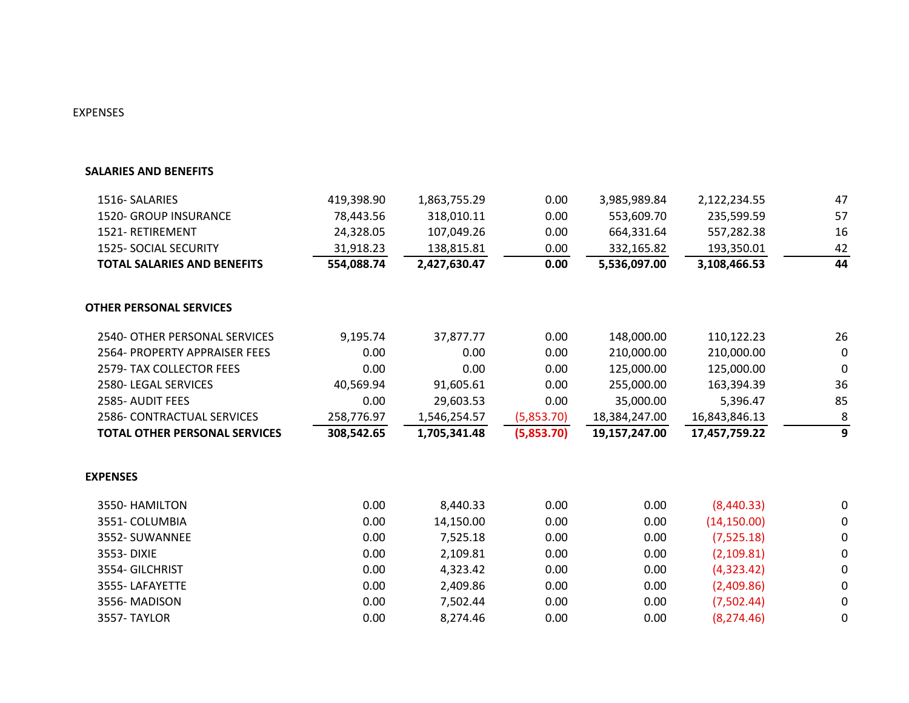EXPENSES

| | | | | | | |
|---|---|---|---|---|---|---|
| **SALARIES AND BENEFITS** | | | | | | |
| 1516- SALARIES | 419,398.90 | 1,863,755.29 | 0.00 | 3,985,989.84 | 2,122,234.55 | 47 |
| 1520- GROUP INSURANCE | 78,443.56 | 318,010.11 | 0.00 | 553,609.70 | 235,599.59 | 57 |
| 1521- RETIREMENT | 24,328.05 | 107,049.26 | 0.00 | 664,331.64 | 557,282.38 | 16 |
| 1525- SOCIAL SECURITY | 31,918.23 | 138,815.81 | 0.00 | 332,165.82 | 193,350.01 | 42 |
| **TOTAL SALARIES AND BENEFITS** | **554,088.74** | **2,427,630.47** | **0.00** | **5,536,097.00** | **3,108,466.53** | **44** |
| **OTHER PERSONAL SERVICES** | | | | | | |
| 2540- OTHER PERSONAL SERVICES | 9,195.74 | 37,877.77 | 0.00 | 148,000.00 | 110,122.23 | 26 |
| 2564- PROPERTY APPRAISER FEES | 0.00 | 0.00 | 0.00 | 210,000.00 | 210,000.00 | 0 |
| 2579- TAX COLLECTOR FEES | 0.00 | 0.00 | 0.00 | 125,000.00 | 125,000.00 | 0 |
| 2580- LEGAL SERVICES | 40,569.94 | 91,605.61 | 0.00 | 255,000.00 | 163,394.39 | 36 |
| 2585- AUDIT FEES | 0.00 | 29,603.53 | 0.00 | 35,000.00 | 5,396.47 | 85 |
| 2586- CONTRACTUAL SERVICES | 258,776.97 | 1,546,254.57 | (5,853.70) | 18,384,247.00 | 16,843,846.13 | 8 |
| **TOTAL OTHER PERSONAL SERVICES** | **308,542.65** | **1,705,341.48** | **(5,853.70)** | **19,157,247.00** | **17,457,759.22** | **9** |
| **EXPENSES** | | | | | | |
| 3550- HAMILTON | 0.00 | 8,440.33 | 0.00 | 0.00 | (8,440.33) | 0 |
| 3551- COLUMBIA | 0.00 | 14,150.00 | 0.00 | 0.00 | (14,150.00) | 0 |
| 3552- SUWANNEE | 0.00 | 7,525.18 | 0.00 | 0.00 | (7,525.18) | 0 |
| 3553- DIXIE | 0.00 | 2,109.81 | 0.00 | 0.00 | (2,109.81) | 0 |
| 3554- GILCHRIST | 0.00 | 4,323.42 | 0.00 | 0.00 | (4,323.42) | 0 |
| 3555- LAFAYETTE | 0.00 | 2,409.86 | 0.00 | 0.00 | (2,409.86) | 0 |
| 3556- MADISON | 0.00 | 7,502.44 | 0.00 | 0.00 | (7,502.44) | 0 |
| 3557- TAYLOR | 0.00 | 8,274.46 | 0.00 | 0.00 | (8,274.46) | 0 |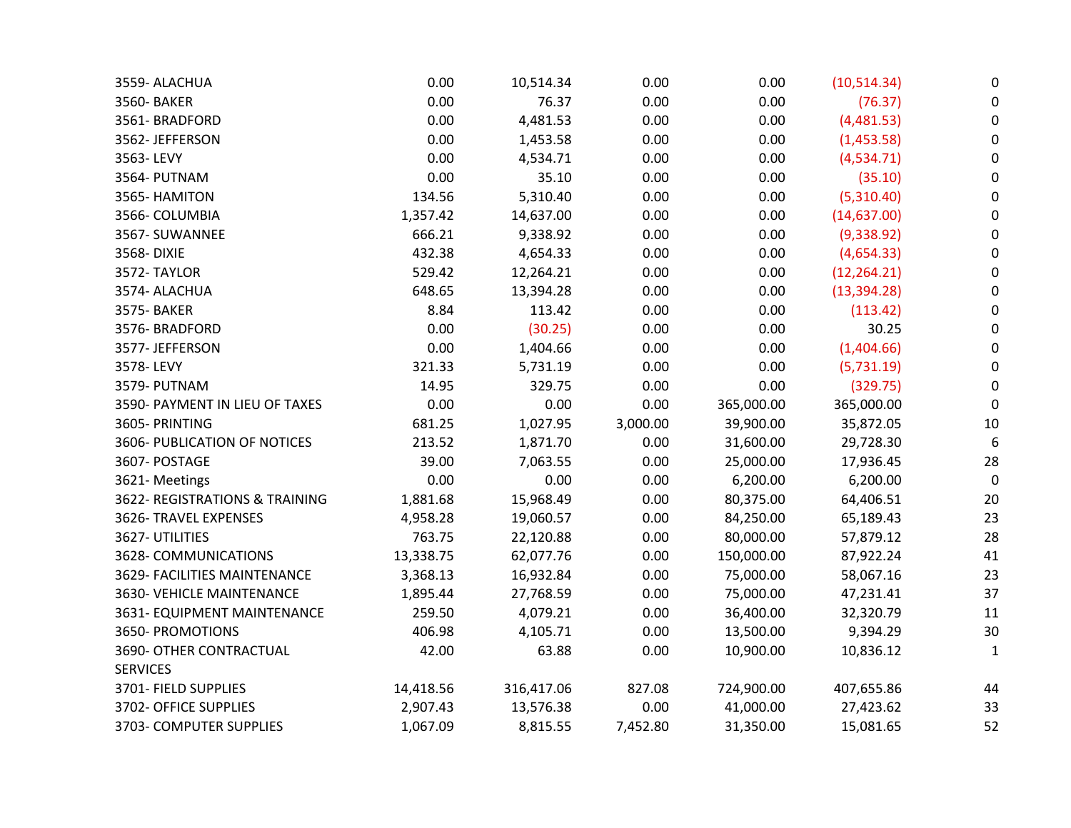| | | | | | | |
|---|---|---|---|---|---|---|
| 3559- ALACHUA | 0.00 | 10,514.34 | 0.00 | 0.00 | (10,514.34) | 0 |
| 3560- BAKER | 0.00 | 76.37 | 0.00 | 0.00 | (76.37) | 0 |
| 3561- BRADFORD | 0.00 | 4,481.53 | 0.00 | 0.00 | (4,481.53) | 0 |
| 3562- JEFFERSON | 0.00 | 1,453.58 | 0.00 | 0.00 | (1,453.58) | 0 |
| 3563- LEVY | 0.00 | 4,534.71 | 0.00 | 0.00 | (4,534.71) | 0 |
| 3564- PUTNAM | 0.00 | 35.10 | 0.00 | 0.00 | (35.10) | 0 |
| 3565- HAMITON | 134.56 | 5,310.40 | 0.00 | 0.00 | (5,310.40) | 0 |
| 3566- COLUMBIA | 1,357.42 | 14,637.00 | 0.00 | 0.00 | (14,637.00) | 0 |
| 3567- SUWANNEE | 666.21 | 9,338.92 | 0.00 | 0.00 | (9,338.92) | 0 |
| 3568- DIXIE | 432.38 | 4,654.33 | 0.00 | 0.00 | (4,654.33) | 0 |
| 3572- TAYLOR | 529.42 | 12,264.21 | 0.00 | 0.00 | (12,264.21) | 0 |
| 3574- ALACHUA | 648.65 | 13,394.28 | 0.00 | 0.00 | (13,394.28) | 0 |
| 3575- BAKER | 8.84 | 113.42 | 0.00 | 0.00 | (113.42) | 0 |
| 3576- BRADFORD | 0.00 | (30.25) | 0.00 | 0.00 | 30.25 | 0 |
| 3577- JEFFERSON | 0.00 | 1,404.66 | 0.00 | 0.00 | (1,404.66) | 0 |
| 3578- LEVY | 321.33 | 5,731.19 | 0.00 | 0.00 | (5,731.19) | 0 |
| 3579- PUTNAM | 14.95 | 329.75 | 0.00 | 0.00 | (329.75) | 0 |
| 3590- PAYMENT IN LIEU OF TAXES | 0.00 | 0.00 | 0.00 | 365,000.00 | 365,000.00 | 0 |
| 3605- PRINTING | 681.25 | 1,027.95 | 3,000.00 | 39,900.00 | 35,872.05 | 10 |
| 3606- PUBLICATION OF NOTICES | 213.52 | 1,871.70 | 0.00 | 31,600.00 | 29,728.30 | 6 |
| 3607- POSTAGE | 39.00 | 7,063.55 | 0.00 | 25,000.00 | 17,936.45 | 28 |
| 3621- Meetings | 0.00 | 0.00 | 0.00 | 6,200.00 | 6,200.00 | 0 |
| 3622- REGISTRATIONS & TRAINING | 1,881.68 | 15,968.49 | 0.00 | 80,375.00 | 64,406.51 | 20 |
| 3626- TRAVEL EXPENSES | 4,958.28 | 19,060.57 | 0.00 | 84,250.00 | 65,189.43 | 23 |
| 3627- UTILITIES | 763.75 | 22,120.88 | 0.00 | 80,000.00 | 57,879.12 | 28 |
| 3628- COMMUNICATIONS | 13,338.75 | 62,077.76 | 0.00 | 150,000.00 | 87,922.24 | 41 |
| 3629- FACILITIES MAINTENANCE | 3,368.13 | 16,932.84 | 0.00 | 75,000.00 | 58,067.16 | 23 |
| 3630- VEHICLE MAINTENANCE | 1,895.44 | 27,768.59 | 0.00 | 75,000.00 | 47,231.41 | 37 |
| 3631- EQUIPMENT MAINTENANCE | 259.50 | 4,079.21 | 0.00 | 36,400.00 | 32,320.79 | 11 |
| 3650- PROMOTIONS | 406.98 | 4,105.71 | 0.00 | 13,500.00 | 9,394.29 | 30 |
| 3690- OTHER CONTRACTUAL SERVICES | 42.00 | 63.88 | 0.00 | 10,900.00 | 10,836.12 | 1 |
| 3701- FIELD SUPPLIES | 14,418.56 | 316,417.06 | 827.08 | 724,900.00 | 407,655.86 | 44 |
| 3702- OFFICE SUPPLIES | 2,907.43 | 13,576.38 | 0.00 | 41,000.00 | 27,423.62 | 33 |
| 3703- COMPUTER SUPPLIES | 1,067.09 | 8,815.55 | 7,452.80 | 31,350.00 | 15,081.65 | 52 |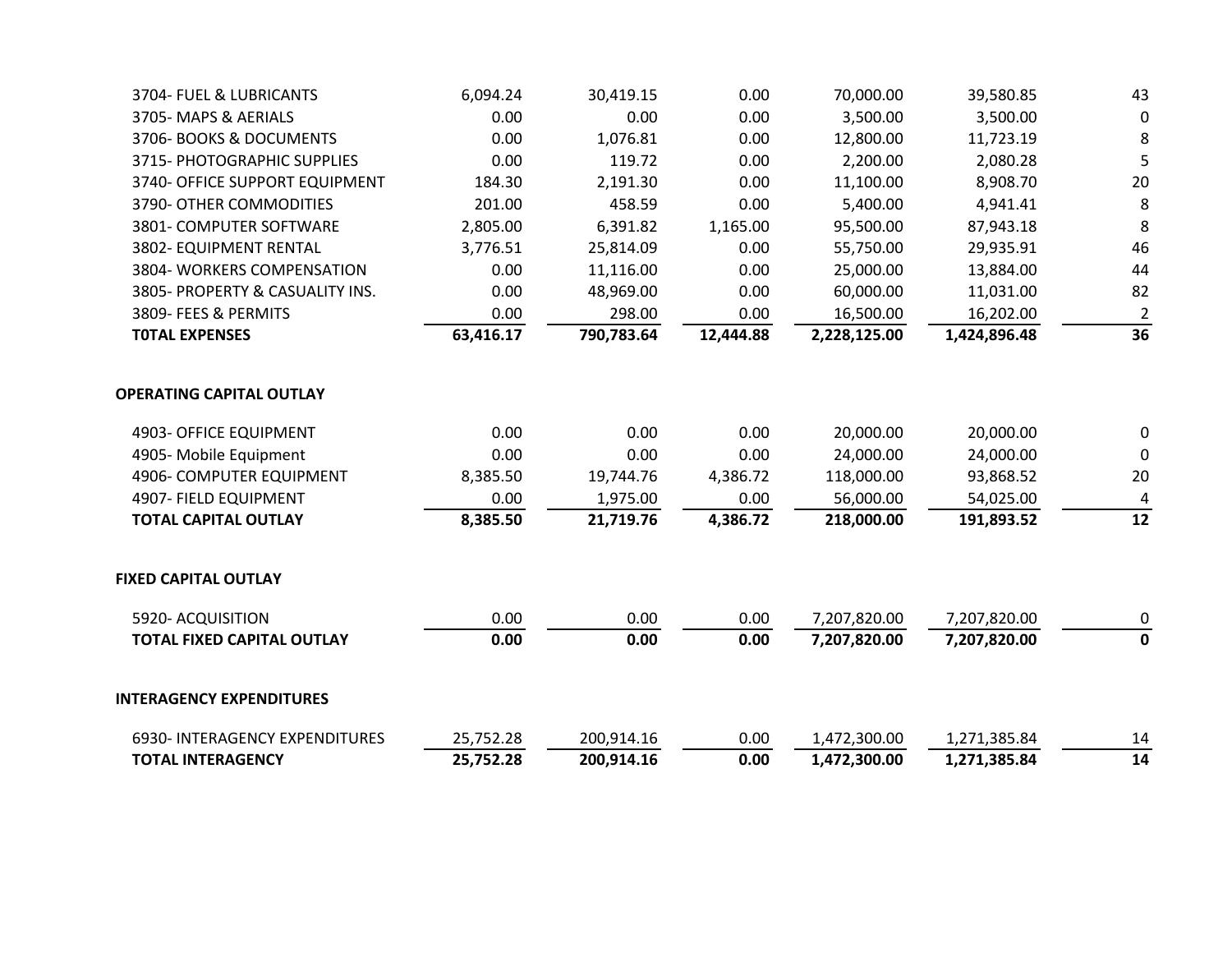| | | | | | | |
|---|---|---|---|---|---|---|
| 3704- FUEL & LUBRICANTS | 6,094.24 | 30,419.15 | 0.00 | 70,000.00 | 39,580.85 | 43 |
| 3705- MAPS & AERIALS | 0.00 | 0.00 | 0.00 | 3,500.00 | 3,500.00 | 0 |
| 3706- BOOKS & DOCUMENTS | 0.00 | 1,076.81 | 0.00 | 12,800.00 | 11,723.19 | 8 |
| 3715- PHOTOGRAPHIC SUPPLIES | 0.00 | 119.72 | 0.00 | 2,200.00 | 2,080.28 | 5 |
| 3740- OFFICE SUPPORT EQUIPMENT | 184.30 | 2,191.30 | 0.00 | 11,100.00 | 8,908.70 | 20 |
| 3790- OTHER COMMODITIES | 201.00 | 458.59 | 0.00 | 5,400.00 | 4,941.41 | 8 |
| 3801- COMPUTER SOFTWARE | 2,805.00 | 6,391.82 | 1,165.00 | 95,500.00 | 87,943.18 | 8 |
| 3802- EQUIPMENT RENTAL | 3,776.51 | 25,814.09 | 0.00 | 55,750.00 | 29,935.91 | 46 |
| 3804- WORKERS COMPENSATION | 0.00 | 11,116.00 | 0.00 | 25,000.00 | 13,884.00 | 44 |
| 3805- PROPERTY & CASUALITY INS. | 0.00 | 48,969.00 | 0.00 | 60,000.00 | 11,031.00 | 82 |
| 3809- FEES & PERMITS | 0.00 | 298.00 | 0.00 | 16,500.00 | 16,202.00 | 2 |
| **T0TAL EXPENSES** | **63,416.17** | **790,783.64** | **12,444.88** | **2,228,125.00** | **1,424,896.48** | **36** |
| | | | | | | |
| **OPERATING CAPITAL OUTLAY** | | | | | | |
| 4903- OFFICE EQUIPMENT | 0.00 | 0.00 | 0.00 | 20,000.00 | 20,000.00 | 0 |
| 4905- Mobile Equipment | 0.00 | 0.00 | 0.00 | 24,000.00 | 24,000.00 | 0 |
| 4906- COMPUTER EQUIPMENT | 8,385.50 | 19,744.76 | 4,386.72 | 118,000.00 | 93,868.52 | 20 |
| 4907- FIELD EQUIPMENT | 0.00 | 1,975.00 | 0.00 | 56,000.00 | 54,025.00 | 4 |
| **TOTAL CAPITAL OUTLAY** | **8,385.50** | **21,719.76** | **4,386.72** | **218,000.00** | **191,893.52** | **12** |
| | | | | | | |
| **FIXED CAPITAL OUTLAY** | | | | | | |
| 5920- ACQUISITION | 0.00 | 0.00 | 0.00 | 7,207,820.00 | 7,207,820.00 | 0 |
| **TOTAL FIXED CAPITAL OUTLAY** | **0.00** | **0.00** | **0.00** | **7,207,820.00** | **7,207,820.00** | **0** |
| | | | | | | |
| **INTERAGENCY EXPENDITURES** | | | | | | |
| 6930- INTERAGENCY EXPENDITURES | 25,752.28 | 200,914.16 | 0.00 | 1,472,300.00 | 1,271,385.84 | 14 |
| **TOTAL INTERAGENCY** | **25,752.28** | **200,914.16** | **0.00** | **1,472,300.00** | **1,271,385.84** | **14** |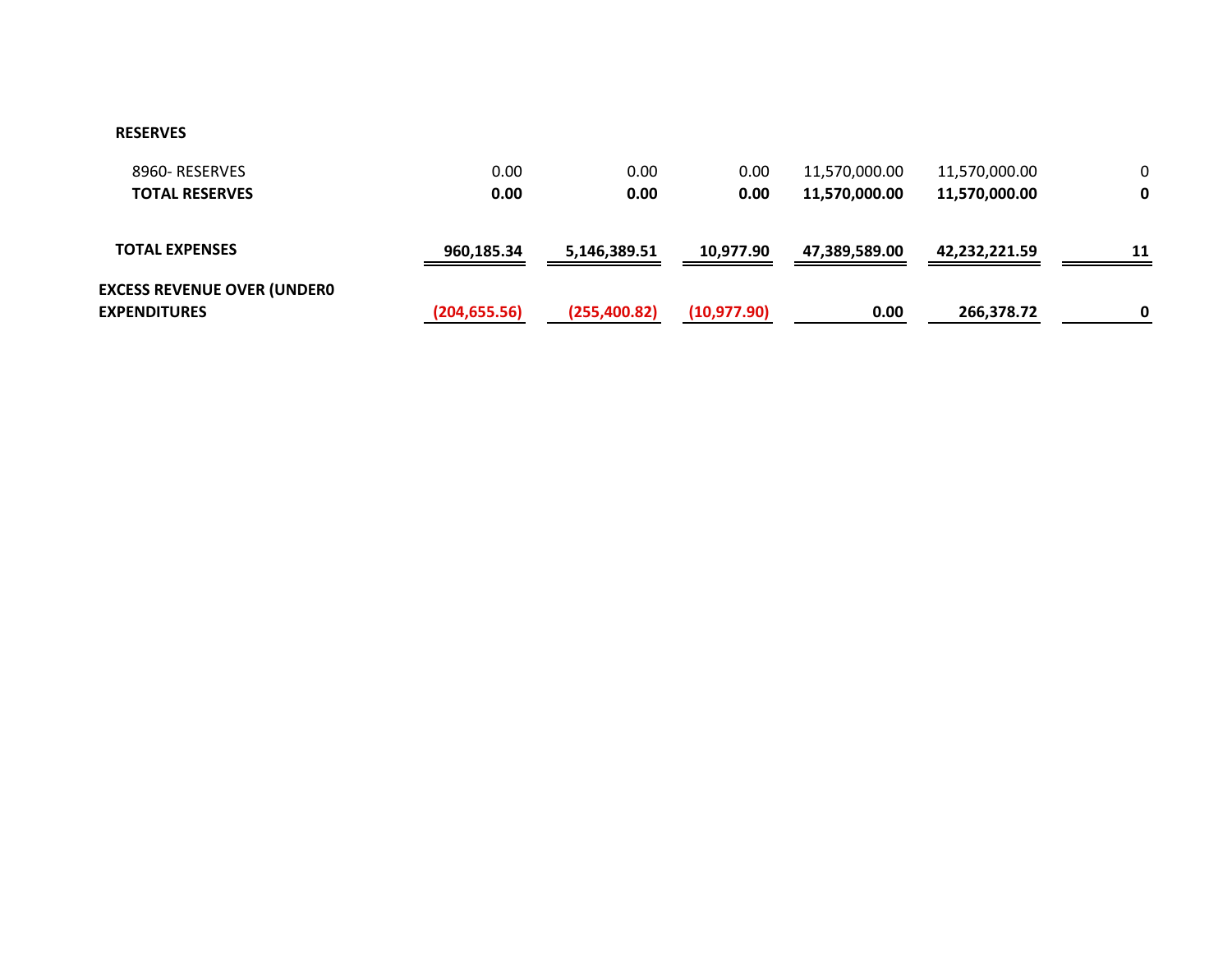| | | | | | | |
|---|---|---|---|---|---|---|
| **RESERVES** | | | | | | |
| 8960- RESERVES | 0.00 | 0.00 | 0.00 | 11,570,000.00 | 11,570,000.00 | 0 |
| **TOTAL RESERVES** | **0.00** | **0.00** | **0.00** | **11,570,000.00** | **11,570,000.00** | **0** |
| **TOTAL EXPENSES** | **960,185.34** | **5,146,389.51** | **10,977.90** | **47,389,589.00** | **42,232,221.59** | **11** |
| **EXCESS REVENUE OVER (UNDER0 EXPENDITURES** | **(204,655.56)** | **(255,400.82)** | **(10,977.90)** | **0.00** | **266,378.72** | **0** |